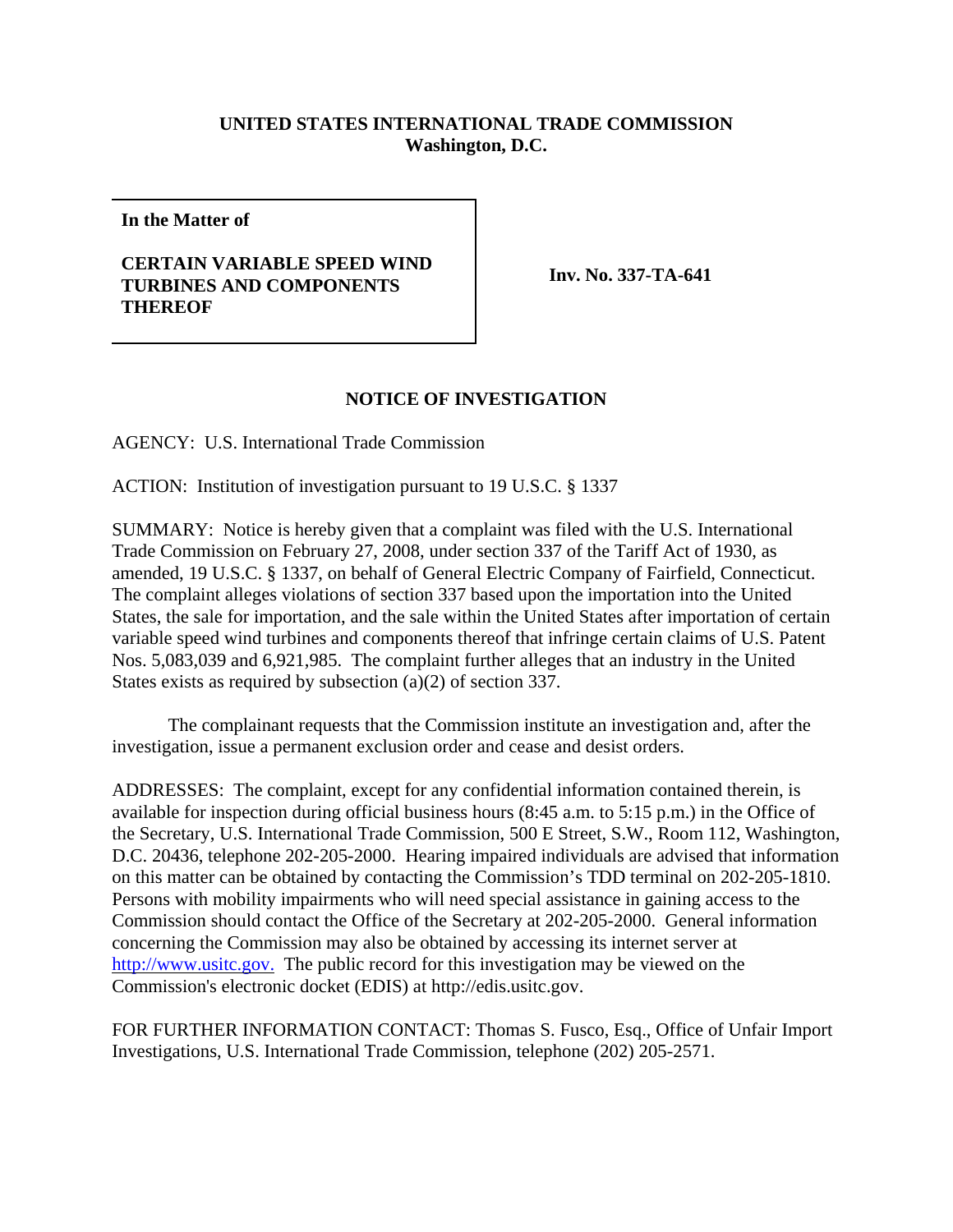**UNITED STATES INTERNATIONAL TRADE COMMISSION**
**Washington, D.C.**

**In the Matter of**

**CERTAIN VARIABLE SPEED WIND TURBINES AND COMPONENTS THEREOF**

**Inv. No. 337-TA-641**

## NOTICE OF INVESTIGATION

AGENCY: U.S. International Trade Commission

ACTION: Institution of investigation pursuant to 19 U.S.C. § 1337

SUMMARY: Notice is hereby given that a complaint was filed with the U.S. International Trade Commission on February 27, 2008, under section 337 of the Tariff Act of 1930, as amended, 19 U.S.C. § 1337, on behalf of General Electric Company of Fairfield, Connecticut. The complaint alleges violations of section 337 based upon the importation into the United States, the sale for importation, and the sale within the United States after importation of certain variable speed wind turbines and components thereof that infringe certain claims of U.S. Patent Nos. 5,083,039 and 6,921,985. The complaint further alleges that an industry in the United States exists as required by subsection (a)(2) of section 337.

The complainant requests that the Commission institute an investigation and, after the investigation, issue a permanent exclusion order and cease and desist orders.

ADDRESSES: The complaint, except for any confidential information contained therein, is available for inspection during official business hours (8:45 a.m. to 5:15 p.m.) in the Office of the Secretary, U.S. International Trade Commission, 500 E Street, S.W., Room 112, Washington, D.C. 20436, telephone 202-205-2000. Hearing impaired individuals are advised that information on this matter can be obtained by contacting the Commission's TDD terminal on 202-205-1810. Persons with mobility impairments who will need special assistance in gaining access to the Commission should contact the Office of the Secretary at 202-205-2000. General information concerning the Commission may also be obtained by accessing its internet server at http://www.usitc.gov. The public record for this investigation may be viewed on the Commission's electronic docket (EDIS) at http://edis.usitc.gov.

FOR FURTHER INFORMATION CONTACT: Thomas S. Fusco, Esq., Office of Unfair Import Investigations, U.S. International Trade Commission, telephone (202) 205-2571.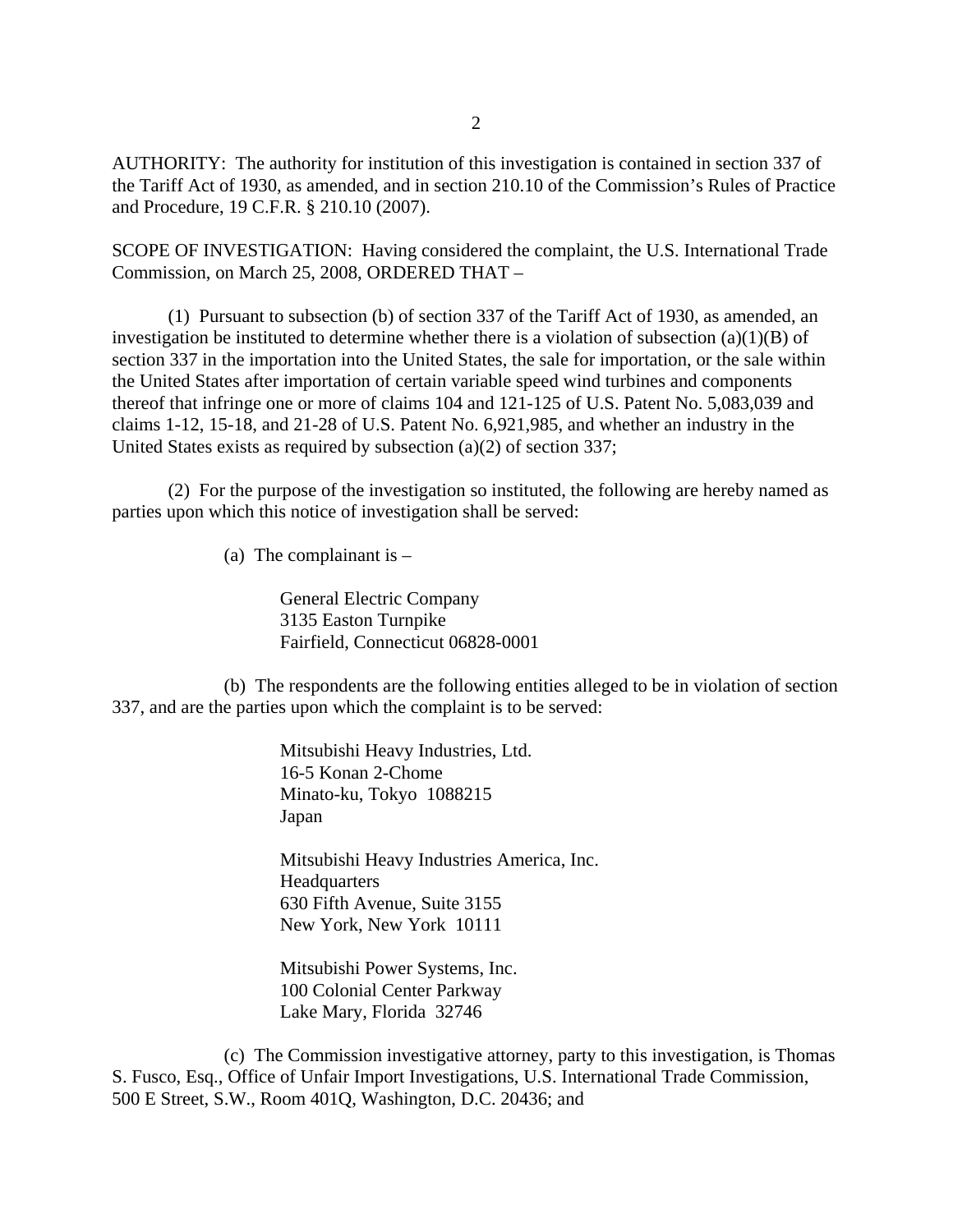AUTHORITY: The authority for institution of this investigation is contained in section 337 of the Tariff Act of 1930, as amended, and in section 210.10 of the Commission's Rules of Practice and Procedure, 19 C.F.R. § 210.10 (2007).

SCOPE OF INVESTIGATION: Having considered the complaint, the U.S. International Trade Commission, on March 25, 2008, ORDERED THAT –

(1) Pursuant to subsection (b) of section 337 of the Tariff Act of 1930, as amended, an investigation be instituted to determine whether there is a violation of subsection (a)(1)(B) of section 337 in the importation into the United States, the sale for importation, or the sale within the United States after importation of certain variable speed wind turbines and components thereof that infringe one or more of claims 104 and 121-125 of U.S. Patent No. 5,083,039 and claims 1-12, 15-18, and 21-28 of U.S. Patent No. 6,921,985, and whether an industry in the United States exists as required by subsection (a)(2) of section 337;

(2) For the purpose of the investigation so instituted, the following are hereby named as parties upon which this notice of investigation shall be served:

(a) The complainant is –

General Electric Company
3135 Easton Turnpike
Fairfield, Connecticut 06828-0001

(b) The respondents are the following entities alleged to be in violation of section 337, and are the parties upon which the complaint is to be served:

Mitsubishi Heavy Industries, Ltd.
16-5 Konan 2-Chome
Minato-ku, Tokyo 1088215
Japan

Mitsubishi Heavy Industries America, Inc.
Headquarters
630 Fifth Avenue, Suite 3155
New York, New York 10111

Mitsubishi Power Systems, Inc.
100 Colonial Center Parkway
Lake Mary, Florida 32746

(c) The Commission investigative attorney, party to this investigation, is Thomas S. Fusco, Esq., Office of Unfair Import Investigations, U.S. International Trade Commission, 500 E Street, S.W., Room 401Q, Washington, D.C. 20436; and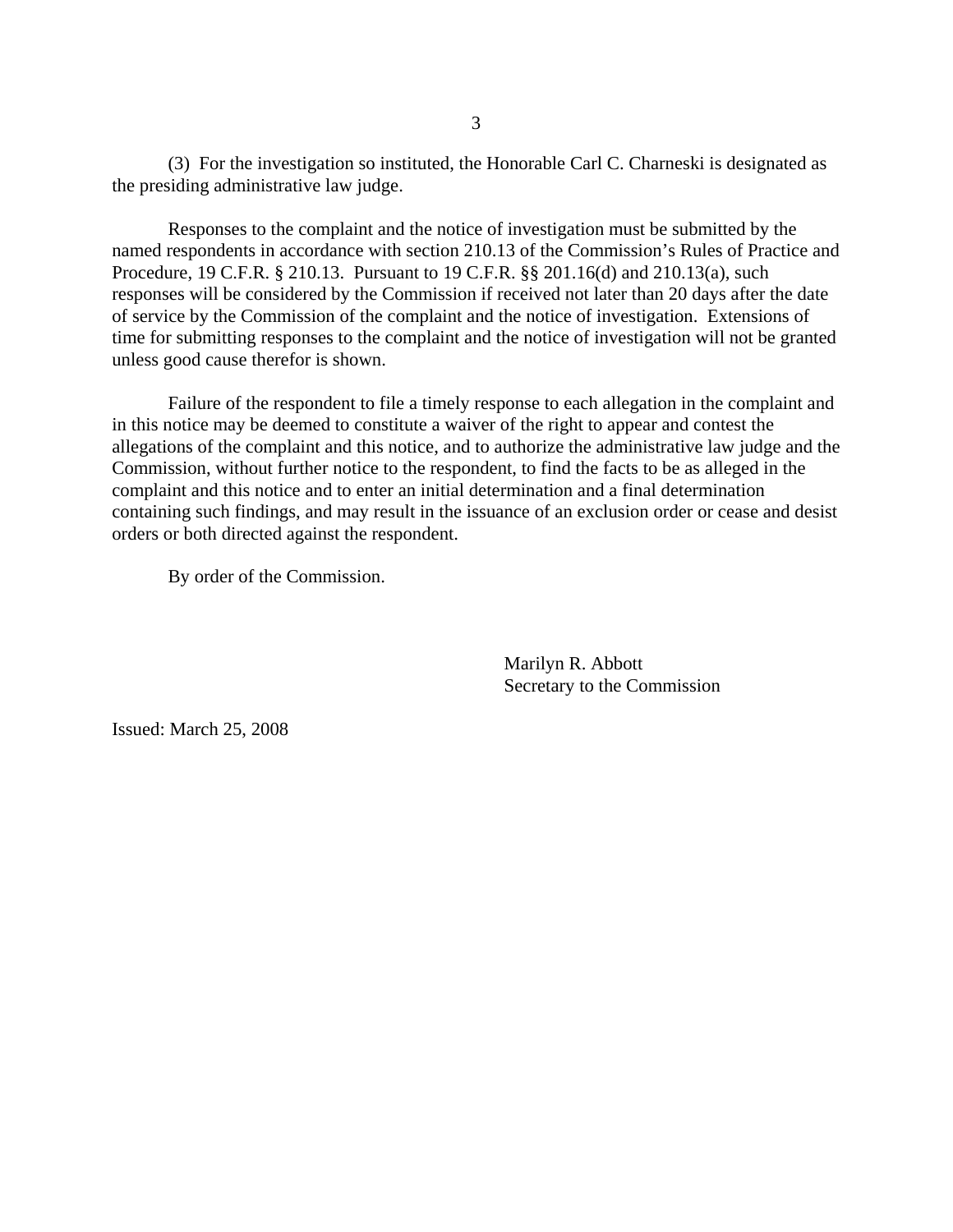(3) For the investigation so instituted, the Honorable Carl C. Charneski is designated as the presiding administrative law judge.

Responses to the complaint and the notice of investigation must be submitted by the named respondents in accordance with section 210.13 of the Commission's Rules of Practice and Procedure, 19 C.F.R. § 210.13. Pursuant to 19 C.F.R. §§ 201.16(d) and 210.13(a), such responses will be considered by the Commission if received not later than 20 days after the date of service by the Commission of the complaint and the notice of investigation. Extensions of time for submitting responses to the complaint and the notice of investigation will not be granted unless good cause therefor is shown.

Failure of the respondent to file a timely response to each allegation in the complaint and in this notice may be deemed to constitute a waiver of the right to appear and contest the allegations of the complaint and this notice, and to authorize the administrative law judge and the Commission, without further notice to the respondent, to find the facts to be as alleged in the complaint and this notice and to enter an initial determination and a final determination containing such findings, and may result in the issuance of an exclusion order or cease and desist orders or both directed against the respondent.

By order of the Commission.

Marilyn R. Abbott
Secretary to the Commission

Issued: March 25, 2008